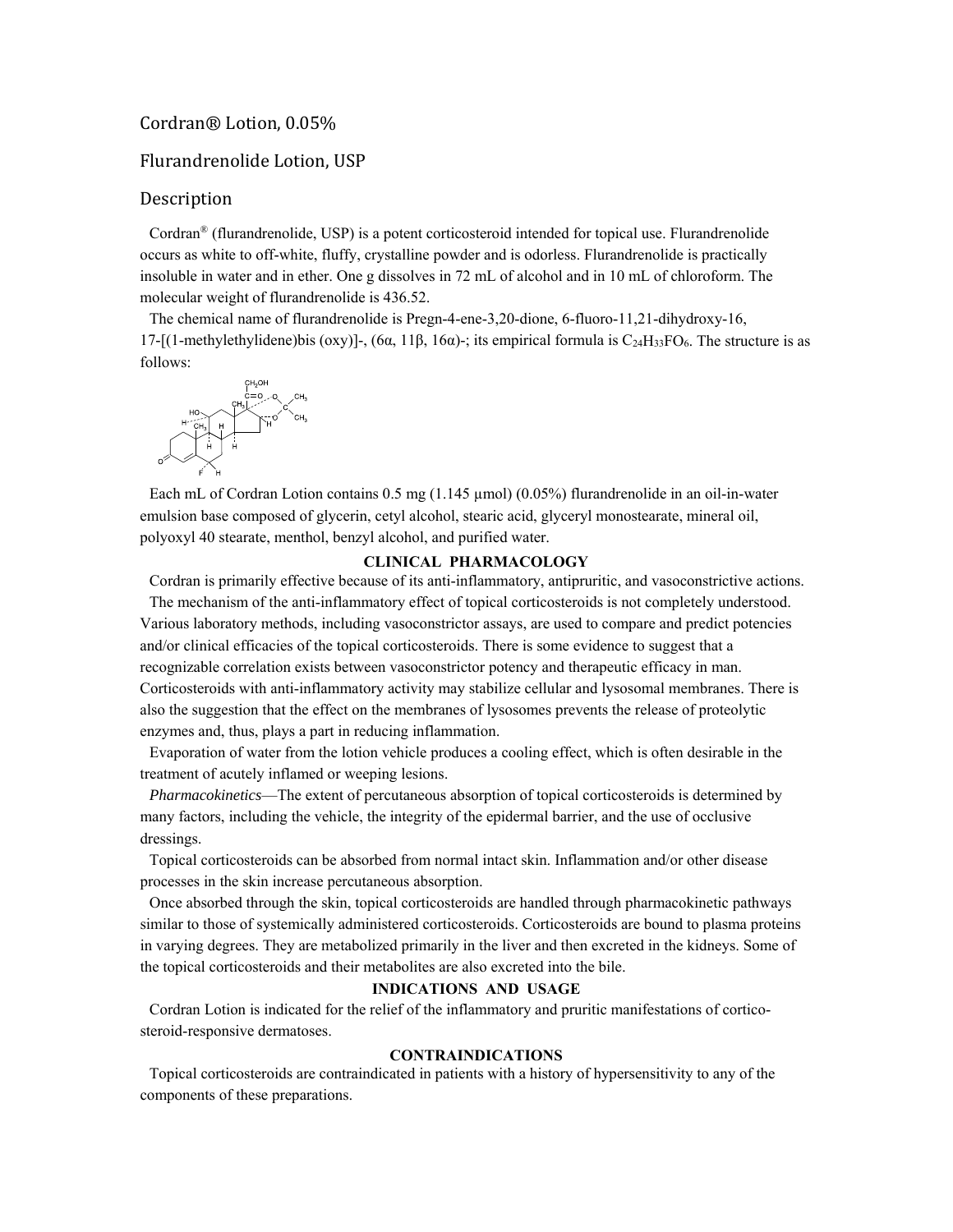# Cordran® Lotion, 0.05%

## Flurandrenolide Lotion, USP

## Description

Cordran® (flurandrenolide, USP) is a potent corticosteroid intended for topical use. Flurandrenolide occurs as white to off-white, fluffy, crystalline powder and is odorless. Flurandrenolide is practically insoluble in water and in ether. One g dissolves in 72 mL of alcohol and in 10 mL of chloroform. The molecular weight of flurandrenolide is 436.52.

The chemical name of flurandrenolide is Pregn-4-ene-3,20-dione, 6-fluoro-11,21-dihydroxy-16, 17-[(1-methylethylidene)bis (oxy)]-, (6α, 11β, 16α)-; its empirical formula is $C_{24}H_{33}FO_6$. The structure is as follows:

Each mL of Cordran Lotion contains 0.5 mg (1.145 µmol) (0.05%) flurandrenolide in an oil-in-water emulsion base composed of glycerin, cetyl alcohol, stearic acid, glyceryl monostearate, mineral oil, polyoxyl 40 stearate, menthol, benzyl alcohol, and purified water.

### CLINICAL PHARMACOLOGY

Cordran is primarily effective because of its anti-inflammatory, antipruritic, and vasoconstrictive actions.

The mechanism of the anti-inflammatory effect of topical corticosteroids is not completely understood. Various laboratory methods, including vasoconstrictor assays, are used to compare and predict potencies and/or clinical efficacies of the topical corticosteroids. There is some evidence to suggest that a recognizable correlation exists between vasoconstrictor potency and therapeutic efficacy in man. Corticosteroids with anti-inflammatory activity may stabilize cellular and lysosomal membranes. There is also the suggestion that the effect on the membranes of lysosomes prevents the release of proteolytic enzymes and, thus, plays a part in reducing inflammation.

Evaporation of water from the lotion vehicle produces a cooling effect, which is often desirable in the treatment of acutely inflamed or weeping lesions.

*Pharmacokinetics*—The extent of percutaneous absorption of topical corticosteroids is determined by many factors, including the vehicle, the integrity of the epidermal barrier, and the use of occlusive dressings.

Topical corticosteroids can be absorbed from normal intact skin. Inflammation and/or other disease processes in the skin increase percutaneous absorption.

Once absorbed through the skin, topical corticosteroids are handled through pharmacokinetic pathways similar to those of systemically administered corticosteroids. Corticosteroids are bound to plasma proteins in varying degrees. They are metabolized primarily in the liver and then excreted in the kidneys. Some of the topical corticosteroids and their metabolites are also excreted into the bile.

### INDICATIONS AND USAGE

Cordran Lotion is indicated for the relief of the inflammatory and pruritic manifestations of corticosteroid-responsive dermatoses.

### CONTRAINDICATIONS

Topical corticosteroids are contraindicated in patients with a history of hypersensitivity to any of the components of these preparations.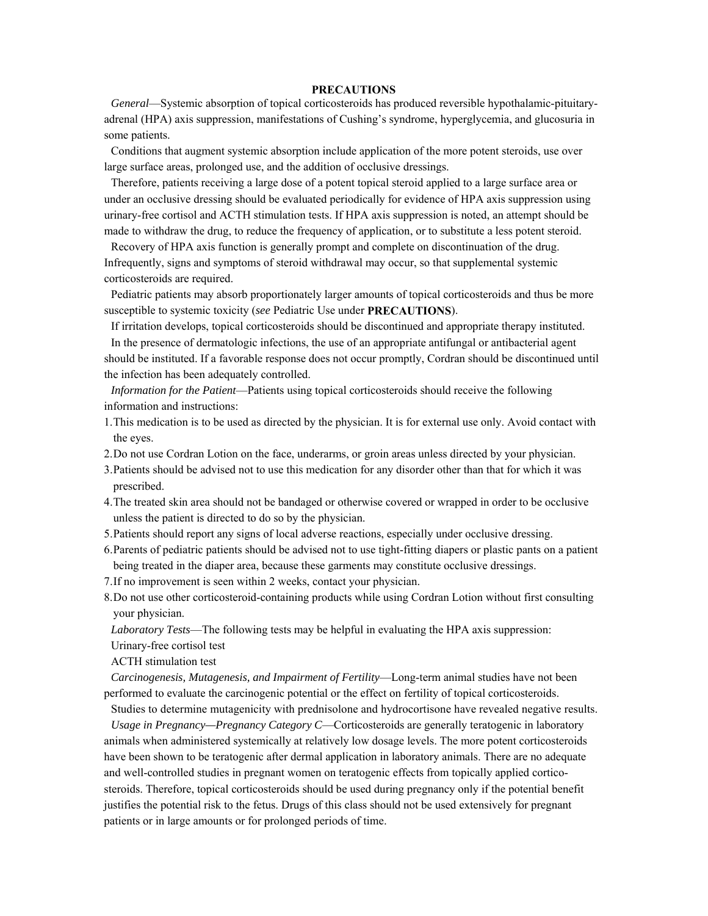## PRECAUTIONS

*General*—Systemic absorption of topical corticosteroids has produced reversible hypothalamic-pituitary-adrenal (HPA) axis suppression, manifestations of Cushing's syndrome, hyperglycemia, and glucosuria in some patients.

Conditions that augment systemic absorption include application of the more potent steroids, use over large surface areas, prolonged use, and the addition of occlusive dressings.

Therefore, patients receiving a large dose of a potent topical steroid applied to a large surface area or under an occlusive dressing should be evaluated periodically for evidence of HPA axis suppression using urinary-free cortisol and ACTH stimulation tests. If HPA axis suppression is noted, an attempt should be made to withdraw the drug, to reduce the frequency of application, or to substitute a less potent steroid.

Recovery of HPA axis function is generally prompt and complete on discontinuation of the drug. Infrequently, signs and symptoms of steroid withdrawal may occur, so that supplemental systemic corticosteroids are required.

Pediatric patients may absorb proportionately larger amounts of topical corticosteroids and thus be more susceptible to systemic toxicity (*see* Pediatric Use under **PRECAUTIONS**).

If irritation develops, topical corticosteroids should be discontinued and appropriate therapy instituted.

In the presence of dermatologic infections, the use of an appropriate antifungal or antibacterial agent should be instituted. If a favorable response does not occur promptly, Cordran should be discontinued until the infection has been adequately controlled.

*Information for the Patient*—Patients using topical corticosteroids should receive the following information and instructions:

1. This medication is to be used as directed by the physician. It is for external use only. Avoid contact with the eyes.
2. Do not use Cordran Lotion on the face, underarms, or groin areas unless directed by your physician.
3. Patients should be advised not to use this medication for any disorder other than that for which it was prescribed.
4. The treated skin area should not be bandaged or otherwise covered or wrapped in order to be occlusive unless the patient is directed to do so by the physician.
5. Patients should report any signs of local adverse reactions, especially under occlusive dressing.
6. Parents of pediatric patients should be advised not to use tight-fitting diapers or plastic pants on a patient being treated in the diaper area, because these garments may constitute occlusive dressings.
7. If no improvement is seen within 2 weeks, contact your physician.
8. Do not use other corticosteroid-containing products while using Cordran Lotion without first consulting your physician.

*Laboratory Tests*—The following tests may be helpful in evaluating the HPA axis suppression:

Urinary-free cortisol test

ACTH stimulation test

*Carcinogenesis, Mutagenesis, and Impairment of Fertility*—Long-term animal studies have not been performed to evaluate the carcinogenic potential or the effect on fertility of topical corticosteroids.

Studies to determine mutagenicity with prednisolone and hydrocortisone have revealed negative results.

*Usage in Pregnancy—Pregnancy Category C*—Corticosteroids are generally teratogenic in laboratory animals when administered systemically at relatively low dosage levels. The more potent corticosteroids have been shown to be teratogenic after dermal application in laboratory animals. There are no adequate and well-controlled studies in pregnant women on teratogenic effects from topically applied corticosteroids. Therefore, topical corticosteroids should be used during pregnancy only if the potential benefit justifies the potential risk to the fetus. Drugs of this class should not be used extensively for pregnant patients or in large amounts or for prolonged periods of time.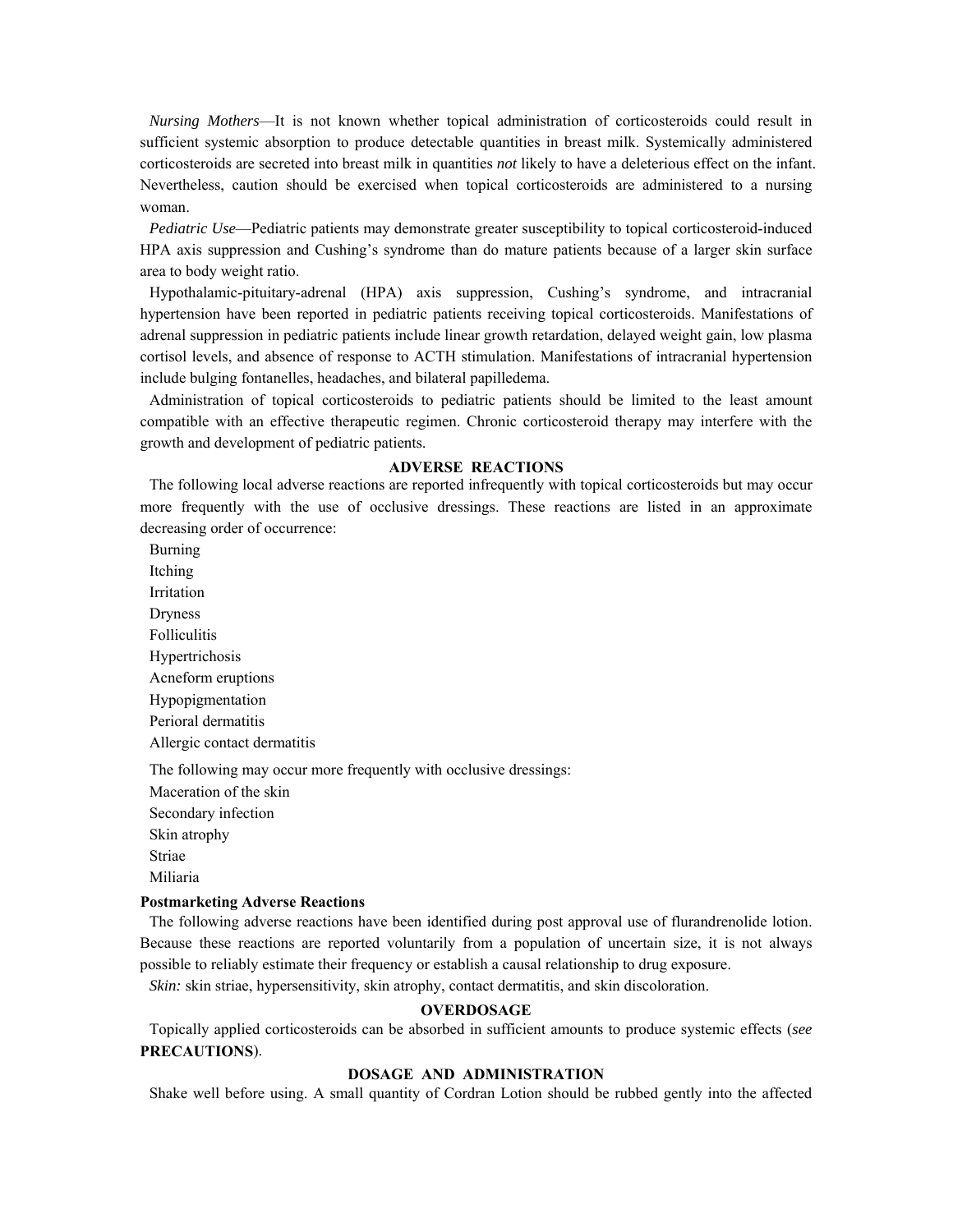*Nursing Mothers*—It is not known whether topical administration of corticosteroids could result in sufficient systemic absorption to produce detectable quantities in breast milk. Systemically administered corticosteroids are secreted into breast milk in quantities *not* likely to have a deleterious effect on the infant. Nevertheless, caution should be exercised when topical corticosteroids are administered to a nursing woman.

*Pediatric Use*—Pediatric patients may demonstrate greater susceptibility to topical corticosteroid-induced HPA axis suppression and Cushing's syndrome than do mature patients because of a larger skin surface area to body weight ratio.

Hypothalamic-pituitary-adrenal (HPA) axis suppression, Cushing's syndrome, and intracranial hypertension have been reported in pediatric patients receiving topical corticosteroids. Manifestations of adrenal suppression in pediatric patients include linear growth retardation, delayed weight gain, low plasma cortisol levels, and absence of response to ACTH stimulation. Manifestations of intracranial hypertension include bulging fontanelles, headaches, and bilateral papilledema.

Administration of topical corticosteroids to pediatric patients should be limited to the least amount compatible with an effective therapeutic regimen. Chronic corticosteroid therapy may interfere with the growth and development of pediatric patients.

## ADVERSE REACTIONS

The following local adverse reactions are reported infrequently with topical corticosteroids but may occur more frequently with the use of occlusive dressings. These reactions are listed in an approximate decreasing order of occurrence:

Burning
Itching
Irritation
Dryness
Folliculitis
Hypertrichosis
Acneform eruptions
Hypopigmentation
Perioral dermatitis
Allergic contact dermatitis

The following may occur more frequently with occlusive dressings:

Maceration of the skin
Secondary infection
Skin atrophy
Striae
Miliaria

**Postmarketing Adverse Reactions**

The following adverse reactions have been identified during post approval use of flurandrenolide lotion. Because these reactions are reported voluntarily from a population of uncertain size, it is not always possible to reliably estimate their frequency or establish a causal relationship to drug exposure.

*Skin:* skin striae, hypersensitivity, skin atrophy, contact dermatitis, and skin discoloration.

## OVERDOSAGE

Topically applied corticosteroids can be absorbed in sufficient amounts to produce systemic effects (*see* **PRECAUTIONS**).

## DOSAGE AND ADMINISTRATION

Shake well before using. A small quantity of Cordran Lotion should be rubbed gently into the affected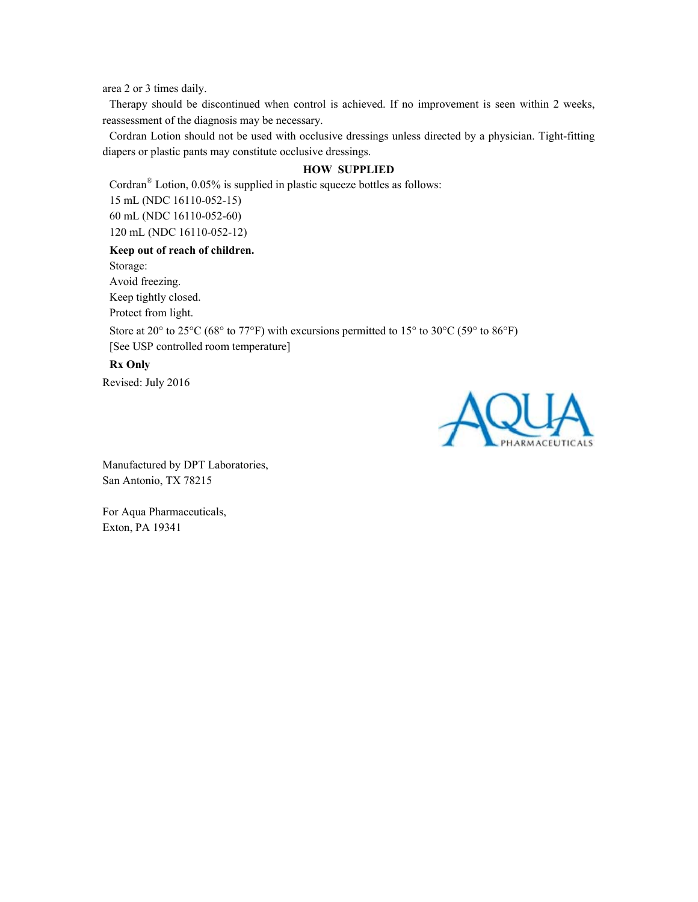area 2 or 3 times daily.

Therapy should be discontinued when control is achieved. If no improvement is seen within 2 weeks, reassessment of the diagnosis may be necessary.

Cordran Lotion should not be used with occlusive dressings unless directed by a physician. Tight-fitting diapers or plastic pants may constitute occlusive dressings.

## HOW SUPPLIED

Cordran® Lotion, 0.05% is supplied in plastic squeeze bottles as follows:

15 mL (NDC 16110-052-15)

60 mL (NDC 16110-052-60)

120 mL (NDC 16110-052-12)

**Keep out of reach of children.**

Storage:

Avoid freezing.

Keep tightly closed.

Protect from light.

Store at 20° to 25°C (68° to 77°F) with excursions permitted to 15° to 30°C (59° to 86°F) [See USP controlled room temperature]

**Rx Only**

Revised: July 2016

AQUA PHARMACEUTICALS

Manufactured by DPT Laboratories,
San Antonio, TX 78215

For Aqua Pharmaceuticals,
Exton, PA 19341